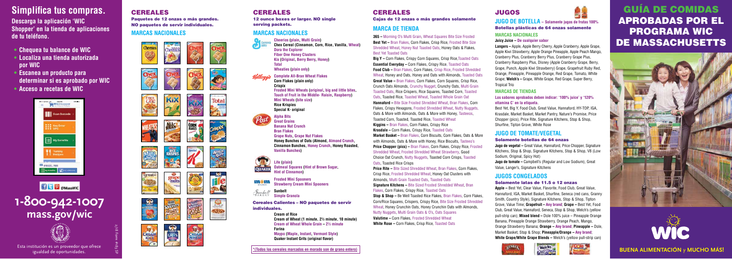# Simplifica tus compras.

**Descarga la aplicación 'WIC Shopper' en la tienda de aplicaciones de tu teléfono.**

- Chequea tu balance de WIC
- Localiza una tienda autorizada por WIC
- Escanea un producto para determinar si es aprobado por WIC
- Acceso a recetas de WIC

@MassWIC

**1-800-942-1007**
**mass.gov/wic**

Esta institución es un proveedor que ofrece igualdad de oportunidades.

2/18 Form #183 SP

## CEREALES

**Paquetes de 12 onzas o más grandes. NO paquetes de servir individuales.**

### MARCAS NACIONALES

## CEREALES

**12 ounce boxes or larger. NO single serving packets.**

### MARCAS NACIONALES

**General Mills**
- **Cheerios (plain, Multi Grain)**
- **Chex Cereal (Cinnamon, Corn, Rice, Vanilla, Wheat)**
- **Dora the Explorer**
- **Fiber One Honey Clusters**
- **Kix (Original, Berry Berry, Honey)**
- **Total**
- **Wheaties (plain only)**

**Kellogg's**
- **Complete All-Bran Wheat Flakes**
- **Corn Flakes (plain only)**
- **Crispix**
- **Frosted Mini Wheats (original, big and little bites, Touch of Fruit in the Middle- Raisin, Raspberry)**
- **Mini Wheats (bite size)**
- **Rice Krispies**
- **Special K- original**

**Post**
- **Alpha Bits**
- **Great Grains**
- **Banana Nut Crunch**
- **Bran Flakes**
- **Grape Nuts, Grape Nut Flakes**
- **Honey Bunches of Oats (Almond, Almond Crunch, Cinnamon Bunches, Honey Crunch, Honey Roasted, Vanilla Bunches)**

**Quaker**
- **Life (plain)**
- **Oatmeal Squares (Hint of Brown Sugar, Hint of Cinnamon)**

**mom brands**
- **Frosted Mini Spooners**
- **Strawberry Cream Mini Spooners**

**Sunbelt Bakery**
- **Sunbelt**
- **Simple Granola**

### Cereales Calientes – NO paquetes de servir individuales.

- **Cream of Rice**
- **Cream of Wheat (1 minute, 2½ minute, 10 minute)**
- **Cream of Wheat Whole Grain – 2½ minute**
- **Farina**
- **Maypo (Maple, Instant, Vermont Style)**
- **Quaker Instant Grits (original flavor)**

*(Todos los cereales marcados en morado son de grano entero)

## CEREALES

**Cajas de 12 onzas o más grandes solamente**

### MARCA DE TIENDA

**365 –** Morning O's Multi Grain, Wheat Squares Bite Size Frosted

**Best Yet –** Bran Flakes, Corn Flakes, Crisp Rice, Frosted Bite Size Shredded Wheat, Honey Nut Toasted Oats, Honey Oats & Flakes, Best Yet Toasted Oats

**Big Y –** Corn Flakes, Crispy Corn Squares, Crisp Rice, Toasted Oats

**Essential Everyday –** Corn Flakes, Crispy Rice, Toasted Oats

**Food Club –** Bran Flakes, Corn Flakes, Crisp Rice, Frosted Shredded Wheat, Honey and Oats, Honey and Oats with Almonds, Toasted Oats

**Great Value –** Bran Flakes, Corn Flakes, Corn Squares, Crisp Rice, Crunch Oats Almonds, Crunchy Nugget, Crunchy Oats, Multi Grain Toasted Oats, Rice Crispers, Rice Squares, Toasted Corn, Toasted Oats, Toasted Rice, Toasted Wheat, Toasted Whole Grain Oat

**Hannaford –** Bite Size Frosted Shredded Wheat, Bran Flakes, Corn Flakes, Crispy Hexagons, Frosted Shredded Wheat, Nutty Nuggets, Oats & More with Almonds, Oats & More with Honey, Tasteeos, Toasted Corn, Toasted, Toasted Rice, Toasted Wheat

**Kiggins –** Bran Flakes, Corn Flakes, Crispy Rice

**Krasdale –** Corn Flakes, Crispy Rice, Toasted Oats

**Market Basket –** Bran Flakes, Corn Biscuits, Corn Flakes, Oats & More with Almonds, Oats & More with Honey, Rice Biscuits, Tasteeo's

**Price Chopper (pics) –** Bran Flakes, Corn Flakes, Crispy Rice, Frosted Shredded Wheat, Frosted Shredded Wheat Strawberry, Good Choice Oat Crunch, Nutty Nuggets, Toasted Corn Crisps, Toasted Oats, Toasted Rice Crisps

**Price Rite –** Bite Sized Shredded Wheat, Bran Flakes, Corn Flakes, Crisp Rice, Frosted Shredded Wheat, Honey Oat Clusters with Almonds, Multi Grain Toasted Oats, Toasted Oats

**Signature Kitchens –** Bite Sized Frosted Shredded Wheat, Bran Flakes, Corn Flakes, Crispy Rice, Toasted Oats

**Stop & Shop –** Be Well Toasted Rice Flakes, Bran Flakes, Corn Flakes, Corn/Rice Squares, Crispers, Crispy Rice, Bite Size Frosted Shredded Wheat, Honey Crunchin Oats, Honey Crunchin Oats with Almonds, Nutty Nuggets, Multi Grain Oats & O's, Oats Squares

**Valutime –** Corn Flakes, Frosted Shredded Wheat

**White Rose –** Corn Flakes, Crisp Rice, Toasted Oats

## JUGOS

### JUGO DE BOTELLA – Solamente jugos de frutas 100%

**Botellas plásticas de 64 onzas solamente**

#### MARCAS NACIONALES

**Juicy Juice – De cualquier sabor**

**Langers –** Apple, Apple Berry Cherry, Apple Cranberry, Apple Grape, Apple Kiwi Strawberry, Apple Orange Pineapple, Apple Peach Mango, Cranberry Plus, Cranberry Berry Plus, Cranberry Grape Plus, Cranberry Raspberry Plus, Disney (Apple Cranberry Grape, Berry, Grape, Punch, Apple Kiwi Strawberry) Grape, Grapefruit Ruby Red, Orange, Pineapple, Pineapple Orange, Red Grape, Tomato, White Grape; **Welch's –** Grape, White Grape, Red Grape, Super Berry, Tropical Trio

#### MARCAS DE TIENDAS

**Los sabores aprobados deben indicar: '100% juice' y '120% vitamina C' en la etiqueta.**

Best Yet, Big Y, Food Club, Great Value, Hannaford, HY-TOP, IGA, Krasdale, Market Basket, Market Pantry, Nature's Promise, Price Chopper (pics), Price Rite, Signature Kitchens, Stop & Shop, Shurfine, Tipton Grove, White Rose

### JUGO DE TOMATE/VEGETAL

**Solamente botellas de 64 onzas**

**Jugo de vegetal –** Great Value, Hannaford, Price Chopper, Signature Kitchens, Stop & Shop, Signature Kitchens, Stop & Shop, V8 (Low Sodium, Original, Spicy Hot)

**Jugo de tomate –** Campbell's (Regular and Low Sodium), Great Value, Langer's, Signature Kitchens

### JUGOS CONGELADOS

**Solamente latas de 11.5 o 12 onzas**

**Apple –** Best Yet, Clear Value, Favorite, Food Club, Great Value, Hannaford, IGA, Market Basket, Shurfine, Seneca (red cans, Granny Smith, Country Style), Signature Kitchens, Stop & Shop, Tipton Grove, Value Time; **Grapefruit – Any brand; Grape –** Best Yet, Food Club, Great Value, Hannaford, Seneca, Stop & Shop, Welch's (yellow pull-strip can); **Mixed blend –** Dole 100% juice – Pineapple Orange Banana, Pineapple Orange Strawberry, Orange Peach, Mango, Orange Strawberry Banana; **Orange – Any brand; Pineapple –** Dole, Market Basket, Stop & Shop; **Pineapple/Orange – Any brand; White Grape/White Grape Blends –** Welch's (yellow pull-strip can)

# GUÍA DE COMIDAS APROBADAS POR EL PROGRAMA WIC DE MASSACHUSETTS

WIC

**BUENA ALIMENTACIÓN y MUCHO MÁS!**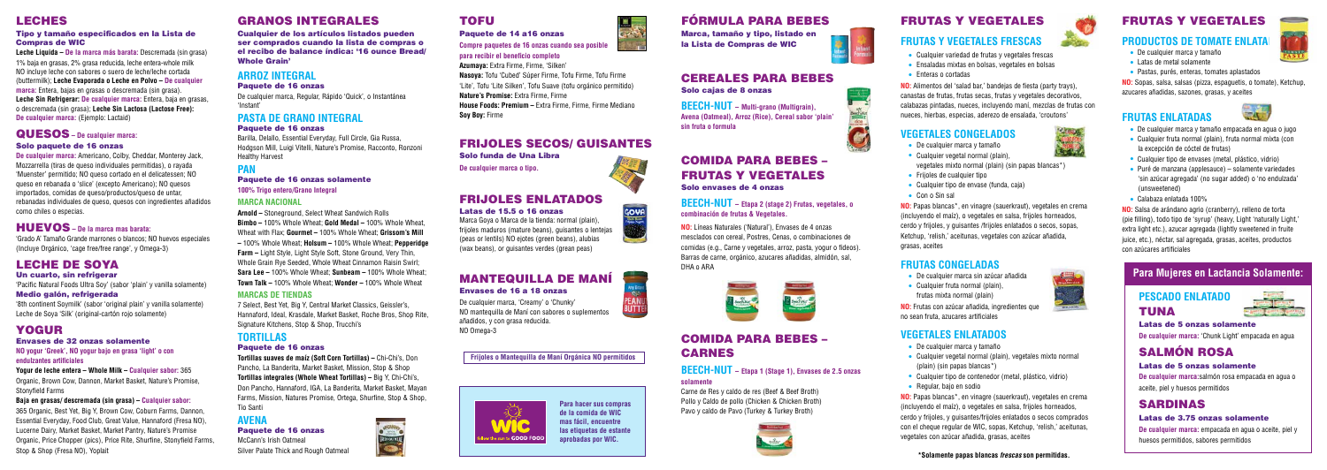## LECHES

### Tipo y tamaño especificados en la Lista de Compras de WIC

**Leche Liquida – De la marca más barata:** Descremada (sin grasa) 1% baja en grasas, 2% grasa reducida, leche entera-whole milk NO incluye leche con sabores o suero de leche/leche cortada (buttermilk); **Leche Evaporada o Leche en Polvo – De cualquier marca:** Entera, bajas en grasas o descremada (sin grasa). **Leche Sin Refrigerar: De cualquier marca:** Entera, baja en grasas, o descremada (sin grasa); **Leche Sin Lactosa (Lactose Free): De cualquier marca:** (Ejemplo: Lactaid)

## QUESOS – De cualquier marca:

### Solo paquete de 16 onzas

**De cualquier marca:** Americano, Colby, Cheddar, Monterey Jack, Mozzarella (tiras de queso individuales permitidas), o rayada 'Muenster' permitido; NO queso cortado en el delicatessen; NO queso en rebanada o 'slice' (excepto Americano); NO quesos importados, comidas de queso/productos/queso de untar, rebanadas individuales de queso, quesos con ingredientes añadidos como chiles o especias.

## HUEVOS – De la marca mas barata:

'Grado A' Tamaño Grande marrones o blancos; NO huevos especiales (Incluye Orgánico, 'cage free/free range', y Omega-3)

## LECHE DE SOYA

### Un cuarto, sin refrigerar

'Pacific Natural Foods Ultra Soy' (sabor 'plain' y vanilla solamente)

### Medio galón, refrigerada

'8th continent Soymilk' (sabor 'original plain' y vanilla solamente) Leche de Soya 'Silk' (original-cartón rojo solamente)

## YOGUR

### Envases de 32 onzas solamente

**NO yogur 'Greek', NO yogur bajo en grasa 'light' o con endulzantes artificiales**

**Yogur de leche entera – Whole Milk – Cualquier sabor:** 365 Organic, Brown Cow, Dannon, Market Basket, Nature's Promise, Stonyfield Farms

**Baja en grasas/ descremada (sin grasa) – Cualquier sabor:** 365 Organic, Best Yet, Big Y, Brown Cow, Coburn Farms, Dannon, Essential Everyday, Food Club, Great Value, Hannaford (Fresa NO), Lucerne Dairy, Market Basket, Market Pantry, Nature's Promise Organic, Price Chopper (pics), Price Rite, Shurfine, Stonyfield Farms, Stop & Shop (Fresa NO), Yoplait

## GRANOS INTEGRALES

**Cualquier de los artículos listados pueden ser comprados cuando la lista de compras o el recibo de balance índica: '16 ounce Bread/ Whole Grain'**

### ARROZ INTEGRAL

#### Paquete de 16 onzas

De cualquier marca, Regular, Rápido 'Quick', o Instantánea 'Instant'

### PASTA DE GRANO INTEGRAL

#### Paquete de 16 onzas

Barilla, Delallo, Essential Everyday, Full Circle, Gia Russa, Hodgson Mill, Luigi Vitelli, Nature's Promise, Racconto, Ronzoni Healthy Harvest

### PAN

#### Paquete de 16 onzas solamente

**100% Trigo entero/Grano Integral**

**MARCA NACIONAL**

**Arnold –** Stoneground, Select Wheat Sandwich Rolls **Bimbo –** 100% Whole Wheat; **Gold Medal –** 100% Whole Wheat, Wheat with Flax; **Gourmet –** 100% Whole Wheat; **Grisson's Mill –** 100% Whole Wheat; **Holsum –** 100% Whole Wheat; **Pepperidge Farm –** Light Style, Light Style Soft, Stone Ground, Very Thin, Whole Grain Rye Seeded, Whole Wheat Cinnamon Raisin Swirl; **Sara Lee –** 100% Whole Wheat; **Sunbeam –** 100% Whole Wheat; **Town Talk –** 100% Whole Wheat; **Wonder –** 100% Whole Wheat

**MARCAS DE TIENDAS**

7 Select, Best Yet, Big Y, Central Market Classics, Geissler's, Hannaford, Ideal, Krasdale, Market Basket, Roche Bros, Shop Rite, Signature Kitchens, Stop & Shop, Trucchi's

### TORTILLAS

#### Paquete de 16 onzas

**Tortillas suaves de maíz (Soft Corn Tortillas) –** Chi-Chi's, Don Pancho, La Banderita, Market Basket, Mission, Stop & Shop **Tortillas integrales (Whole Wheat Tortillas) –** Big Y, Chi-Chi's, Don Pancho, Hannaford, IGA, La Banderita, Market Basket, Mayan Farms, Mission, Nature's Promise, Ortega, Shurfine, Stop & Shop, Tio Santi

### AVENA

#### Paquete de 16 onzas

McCann's Irish Oatmeal
Silver Palate Thick and Rough Oatmeal

## TOFU

### Paquete de 14 a16 onzas

**Compre paquetes de 16 onzas cuando sea posible para recibir el beneficio completo**

**Azumaya:** Extra Firme, Firme, 'Silken'
**Nasoya:** Tofu 'Cubed' Súper Firme, Tofu Firme, Tofu Firme 'Lite', Tofu 'Lite Silken', Tofu Suave (tofu orgánico permitido)
**Nature's Promise:** Extra Firme, Firme
**House Foods: Premium –** Extra Firme, Firme, Firme Mediano
**Soy Boy:** Firme

## FRIJOLES SECOS/ GUISANTES

### Solo funda de Una Libra

**De cualquier marca o tipo.**

## FRIJOLES ENLATADOS

### Latas de 15.5 o 16 onzas

Marca Goya o Marca de la tienda: normal (plain), frijoles maduros (mature beans), guisantes o lentejas (peas or lentils) NO ejotes (green beans), alubias (wax beans), or guisantes verdes (green peas)

## MANTEQUILLA DE MANÍ

### Envases de 16 a 18 onzas

De cualquier marca, 'Creamy' o 'Chunky'
NO mantequilla de Maní con sabores o suplementos añadidos, y con grasa reducida.
NO Omega-3

**Frijoles o Mantequilla de Maní Orgánica NO permitidos**

**Para hacer sus compras de la comida de WIC más fácil, encuentre las etiquetas de estante aprobadas por WIC.**

## FÓRMULA PARA BEBES

**Marca, tamaño y tipo, listado en la Lista de Compras de WIC**

## CEREALES PARA BEBES

### Solo cajas de 8 onzas

**BEECH-NUT – Multi-grano (Multigrain), Avena (Oatmeal), Arroz (Rice), Cereal sabor 'plain' sin fruta o formula**

## COMIDA PARA BEBES – FRUTAS Y VEGETALES

### Solo envases de 4 onzas

**BEECH-NUT – Etapa 2 (stage 2) Frutas, vegetales, o combinación de frutas & Vegetales.**

**NO**: Líneas Naturales ('Natural'), Envases de 4 onzas mesclados con cereal, Postres, Cenas, o combinaciones de comidas (e.g., Carne y vegetales, arroz, pasta, yogur o fideos). Barras de carne, orgánico, azucares añadidas, almidón, sal, DHA o ARA

## COMIDA PARA BEBES – CARNES

**BEECH-NUT – Etapa 1 (Stage 1), Envases de 2.5 onzas solamente**

Carne de Res y caldo de res (Beef & Beef Broth)
Pollo y Caldo de pollo (Chicken & Chicken Broth)
Pavo y caldo de Pavo (Turkey & Turkey Broth)

## FRUTAS Y VEGETALES

### FRUTAS Y VEGETALES FRESCAS

- Cualquier variedad de frutas y vegetales frescas
- Ensaladas mixtas en bolsas, vegetales en bolsas
- Enteras o cortadas

**NO**: Alimentos del 'salad bar,' bandejas de fiesta (party trays), canastas de frutas, frutas secas, frutas y vegetales decorativos, calabazas pintadas, nueces, incluyendo maní, mezclas de frutas con nueces, hierbas, especias, aderezo de ensalada, 'croutons'

### VEGETALES CONGELADOS

- De cualquier marca y tamaño
- Cualquier vegetal normal (plain), vegetales mixto normal (plain) (sin papas blancas*)
- Frijoles de cualquier tipo
- Cualquier tipo de envase (funda, caja)
- Con o Sin sal

**NO**: Papas blancas*, en vinagre (sauerkraut), vegetales en crema (incluyendo el maíz), o vegetales en salsa, frijoles horneados, cerdo y frijoles, y guisantes /frijoles enlatados o secos, sopas, Ketchup, 'relish,' aceitunas, vegetales con azúcar añadida, grasas, aceites

### FRUTAS CONGELADAS

- De cualquier marca sin azúcar añadida
- Cualquier fruta normal (plain), frutas mixta normal (plain)

**NO**: Frutas con azúcar añadida, ingredientes que no sean fruta, azucares artificiales

### VEGETALES ENLATADOS

- De cualquier marca y tamaño
- Cualquier vegetal normal (plain), vegetales mixto normal (plain) (sin papas blancas*)
- Cualquier tipo de contenedor (metal, plástico, vidrio)
- Regular, bajo en sodio

**NO**: Papas blancas*, en vinagre (sauerkraut), vegetales en crema (incluyendo el maíz), o vegetales en salsa, frijoles horneados, cerdo y frijoles, y guisantes/frijoles enlatados o secos comprados con el cheque regular de WIC, sopas, Ketchup, 'relish,' aceitunas, vegetales con azúcar añadida, grasas, aceites

**\*Solamente papas blancas *frescas* son permitidas.**

## FRUTAS Y VEGETALES

### PRODUCTOS DE TOMATE ENLATADO

- De cualquier marca y tamaño
- Latas de metal solamente
- Pastas, purés, enteras, tomates aplastados

**NO**: Sopas, salsa, salsas (pizza, espaguetis, o tomate), Ketchup, azucares añadidas, sazones, grasas, y aceites

### FRUTAS ENLATADAS

- De cualquier marca y tamaño empacada en agua o jugo
- Cualquier fruta normal (plain), fruta normal mixta (con la excepción de cóctel de frutas)
- Cualquier tipo de envases (metal, plástico, vidrio)
- Puré de manzana (applesauce) – solamente variedades 'sin azúcar agregada' (no sugar added) o 'no endulzada' (unsweetened)
- Calabaza enlatada 100%

**NO**: Salsa de arándano agrio (cranberry), relleno de torta (pie filling), todo tipo de 'syrup' (heavy, Light 'naturally Light,' extra light etc.), azucar agregada (lightly sweetened in fruite juice, etc.). néctar, sal agregada, grasas, aceites, productos con azúcares artificiales

## Para Mujeres en Lactancia Solamente:

### PESCADO ENLATADO

### TUNA

#### Latas de 5 onzas solamente

**De cualquier marca:** 'Chunk Light' empacada en agua

### SALMÓN ROSA

#### Latas de 5 onzas solamente

**De cualquier marca:**salmón rosa empacada en agua o aceite, piel y huesos permitidos

### SARDINAS

#### Latas de 3.75 onzas solamente

**De cualquier marca:** empacada en agua o aceite, piel y huesos permitidos, sabores permitidos